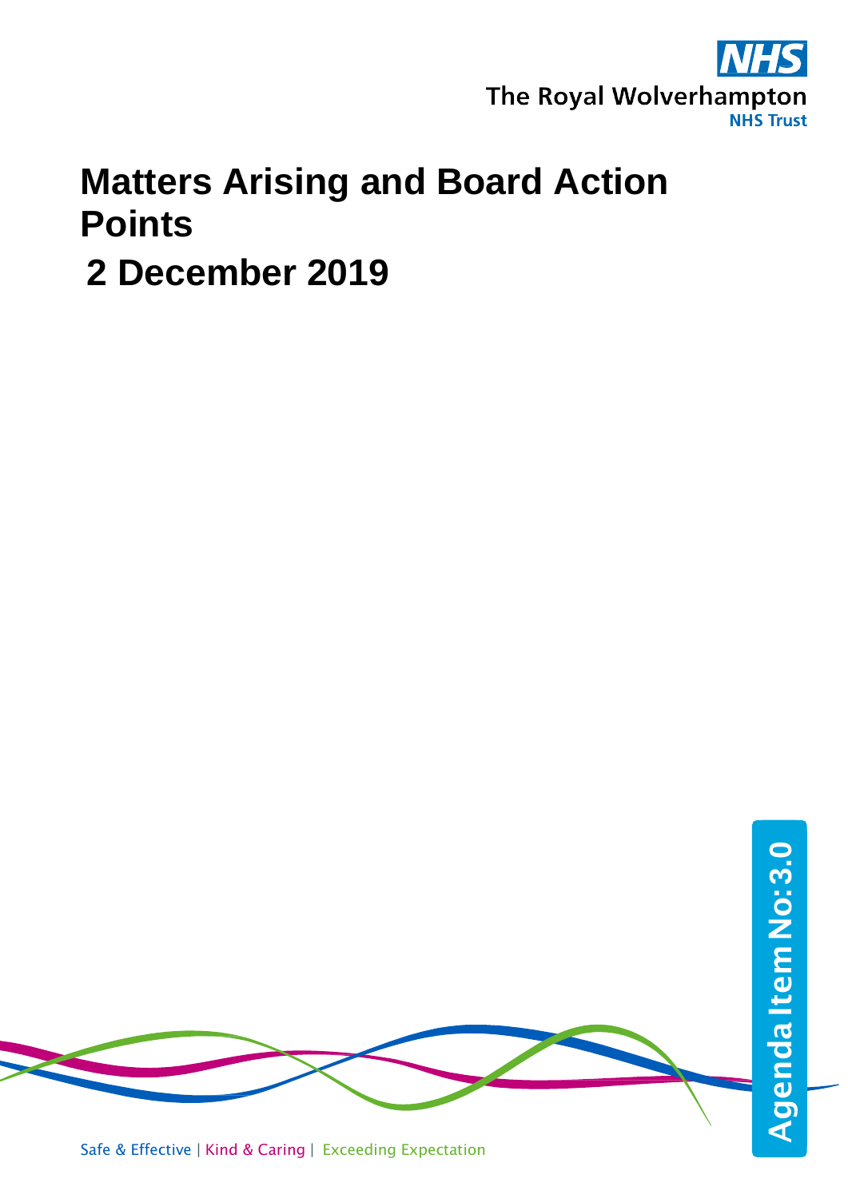The Royal Wolverhampton NHS Trust

# Matters Arising and Board Action Points

## 2 December 2019

Agenda Item No:3.0

Safe & Effective | Kind & Caring | Exceeding Expectation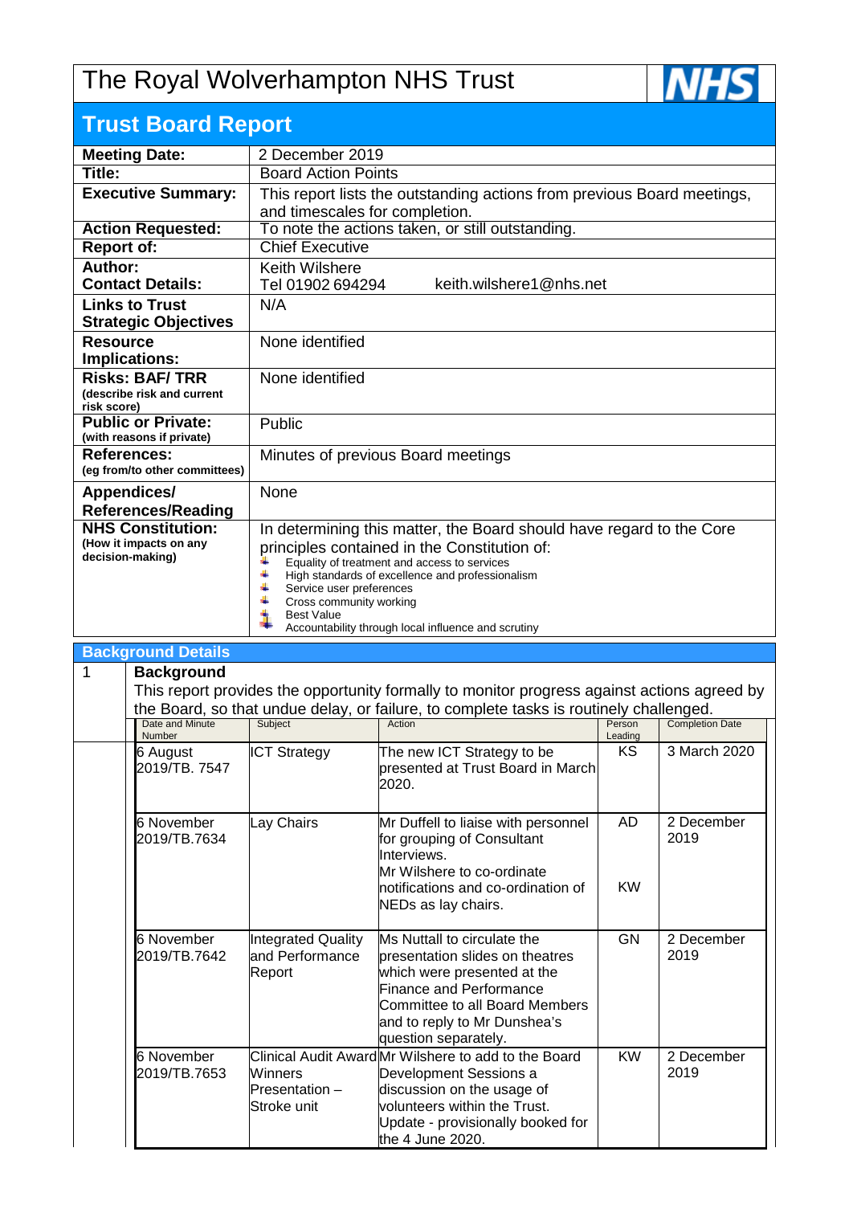# The Royal Wolverhampton NHS Trust

## Trust Board Report

| | |
|---|---|
| **Meeting Date:** | 2 December 2019 |
| **Title:** | Board Action Points |
| **Executive Summary:** | This report lists the outstanding actions from previous Board meetings, and timescales for completion. |
| **Action Requested:** | To note the actions taken, or still outstanding. |
| **Report of:** | Chief Executive |
| **Author:** **Contact Details:** | Keith Wilshere Tel 01902 694294 keith.wilshere1@nhs.net |
| **Links to Trust Strategic Objectives** | N/A |
| **Resource Implications:** | None identified |
| **Risks: BAF/ TRR** (describe risk and current risk score) | None identified |
| **Public or Private:** (with reasons if private) | Public |
| **References:** (eg from/to other committees) | Minutes of previous Board meetings |
| **Appendices/ References/Reading** | None |
| **NHS Constitution:** (How it impacts on any decision-making) | In determining this matter, the Board should have regard to the Core principles contained in the Constitution of: <br>- Equality of treatment and access to services <br>- High standards of excellence and professionalism <br>- Service user preferences <br>- Cross community working <br>- Best Value <br>- Accountability through local influence and scrutiny |

## Background Details

**1 Background**

This report provides the opportunity formally to monitor progress against actions agreed by the Board, so that undue delay, or failure, to complete tasks is routinely challenged.

| Date and Minute Number | Subject | Action | Person Leading | Completion Date |
|---|---|---|---|---|
| 6 August 2019/TB. 7547 | ICT Strategy | The new ICT Strategy to be presented at Trust Board in March 2020. | KS | 3 March 2020 |
| 6 November 2019/TB.7634 | Lay Chairs | Mr Duffell to liaise with personnel for grouping of Consultant Interviews.<br>Mr Wilshere to co-ordinate notifications and co-ordination of NEDs as lay chairs. | AD<br><br>KW | 2 December 2019 |
| 6 November 2019/TB.7642 | Integrated Quality and Performance Report | Ms Nuttall to circulate the presentation slides on theatres which were presented at the Finance and Performance Committee to all Board Members and to reply to Mr Dunshea's question separately. | GN | 2 December 2019 |
| 6 November 2019/TB.7653 | Clinical Audit Award Winners Presentation – Stroke unit | Mr Wilshere to add to the Board Development Sessions a discussion on the usage of volunteers within the Trust.<br>Update - provisionally booked for the 4 June 2020. | KW | 2 December 2019 |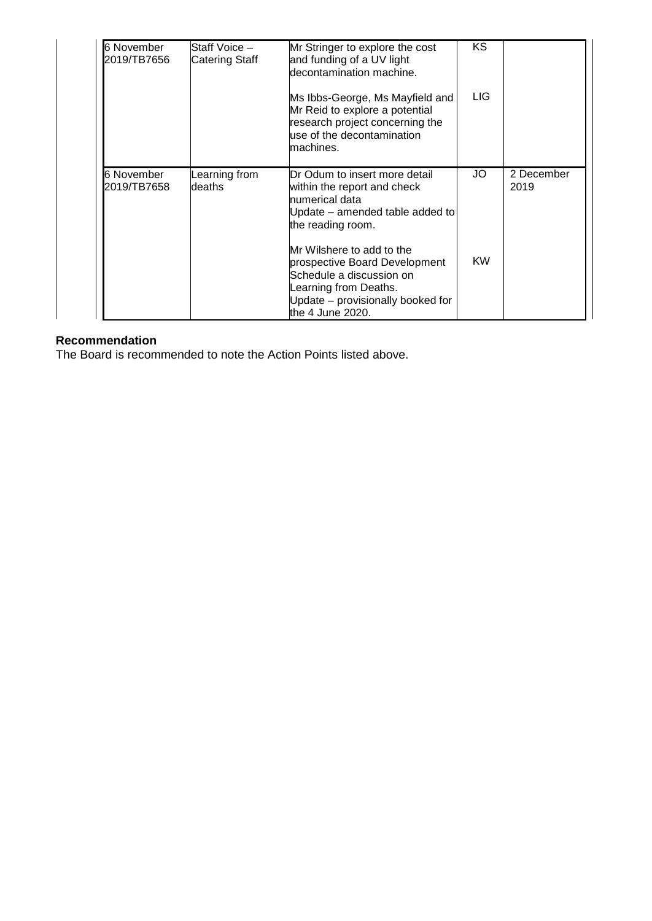| | | | | |
|---|---|---|---|---|
| 6 November 2019/TB7656 | Staff Voice – Catering Staff | Mr Stringer to explore the cost and funding of a UV light decontamination machine. | KS | |
| | | Ms Ibbs-George, Ms Mayfield and Mr Reid to explore a potential research project concerning the use of the decontamination machines. | LIG | |
| 6 November 2019/TB7658 | Learning from deaths | Dr Odum to insert more detail within the report and check numerical data<br>Update – amended table added to the reading room. | JO | 2 December 2019 |
| | | Mr Wilshere to add to the prospective Board Development Schedule a discussion on Learning from Deaths.<br>Update – provisionally booked for the 4 June 2020. | KW | |

**Recommendation**

The Board is recommended to note the Action Points listed above.